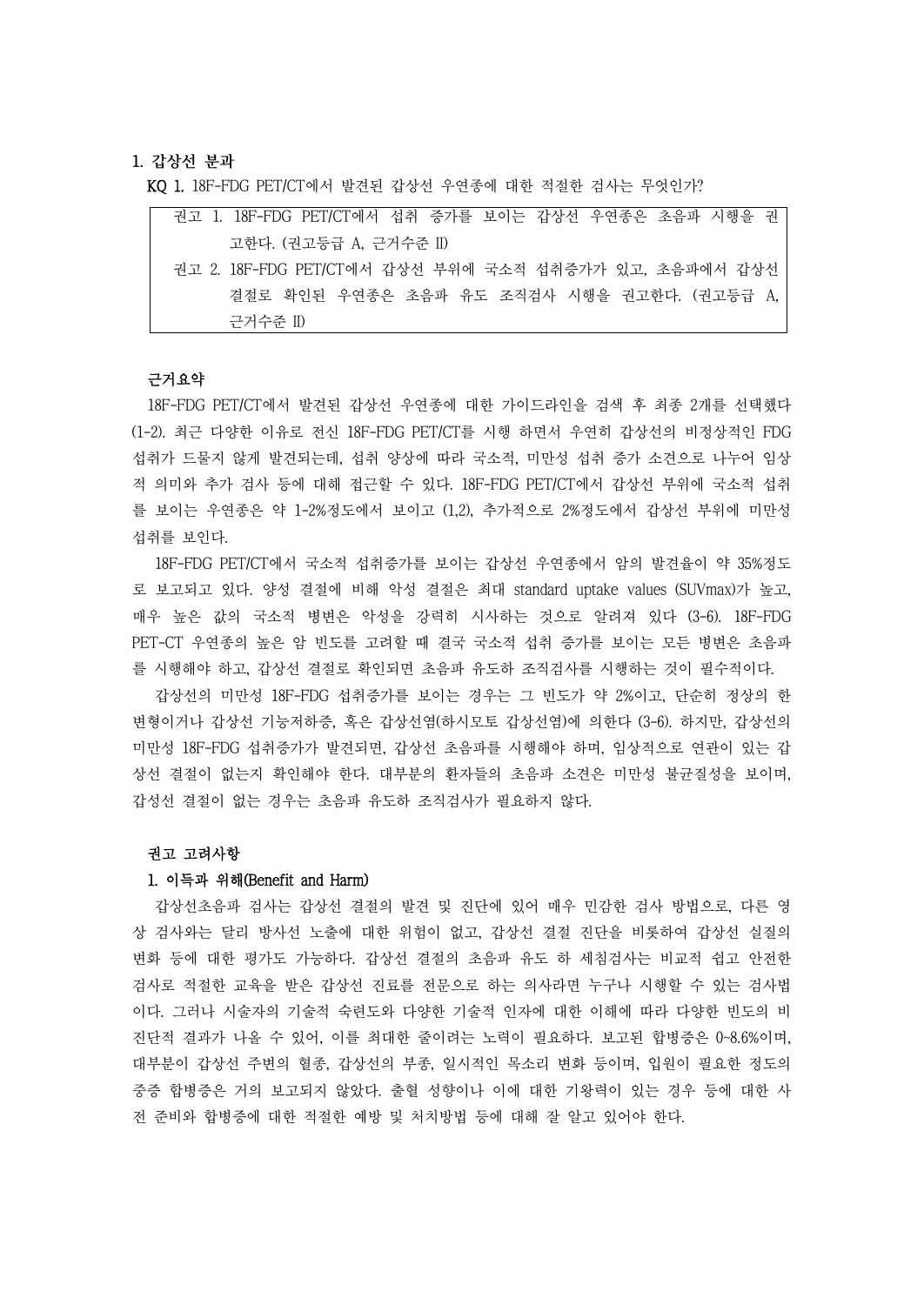## 1. 갑상선 분과

**KQ 1.** 18F-FDG PET/CT에서 발견된 갑상선 우연종에 대한 적절한 검사는 무엇인가?

> 권고 1. 18F-FDG PET/CT에서 섭취 증가를 보이는 갑상선 우연종은 초음파 시행을 권고한다. (권고등급 A, 근거수준 II)
>
> 권고 2. 18F-FDG PET/CT에서 갑상선 부위에 국소적 섭취증가가 있고, 초음파에서 갑상선 결절로 확인된 우연종은 초음파 유도 조직검사 시행을 권고한다. (권고등급 A, 근거수준 II)

### 근거요약

18F-FDG PET/CT에서 발견된 갑상선 우연종에 대한 가이드라인을 검색 후 최종 2개를 선택했다 (1-2). 최근 다양한 이유로 전신 18F-FDG PET/CT를 시행 하면서 우연히 갑상선의 비정상적인 FDG 섭취가 드물지 않게 발견되는데, 섭취 양상에 따라 국소적, 미만성 섭취 증가 소견으로 나누어 임상적 의미와 추가 검사 등에 대해 접근할 수 있다. 18F-FDG PET/CT에서 갑상선 부위에 국소적 섭취를 보이는 우연종은 약 1-2%정도에서 보이고 (1,2), 추가적으로 2%정도에서 갑상선 부위에 미만성 섭취를 보인다.

18F-FDG PET/CT에서 국소적 섭취증가를 보이는 갑상선 우연종에서 암의 발견율이 약 35%정도로 보고되고 있다. 양성 결절에 비해 악성 결절은 최대 standard uptake values (SUVmax)가 높고, 매우 높은 값의 국소적 병변은 악성을 강력히 시사하는 것으로 알려져 있다 (3-6). 18F-FDG PET-CT 우연종의 높은 암 빈도를 고려할 때 결국 국소적 섭취 증가를 보이는 모든 병변은 초음파를 시행해야 하고, 갑상선 결절로 확인되면 초음파 유도하 조직검사를 시행하는 것이 필수적이다.

갑상선의 미만성 18F-FDG 섭취증가를 보이는 경우는 그 빈도가 약 2%이고, 단순히 정상의 한 변형이거나 갑상선 기능저하증, 혹은 갑상선염(하시모토 갑상선염)에 의한다 (3-6). 하지만, 갑상선의 미만성 18F-FDG 섭취증가가 발견되면, 갑상선 초음파를 시행해야 하며, 임상적으로 연관이 있는 갑상선 결절이 없는지 확인해야 한다. 대부분의 환자들의 초음파 소견은 미만성 불균질성을 보이며, 갑성선 결절이 없는 경우는 초음파 유도하 조직검사가 필요하지 않다.

### 권고 고려사항

#### 1. 이득과 위해(Benefit and Harm)

갑상선초음파 검사는 갑상선 결절의 발견 및 진단에 있어 매우 민감한 검사 방법으로, 다른 영상 검사와는 달리 방사선 노출에 대한 위험이 없고, 갑상선 결절 진단을 비롯하여 갑상선 실질의 변화 등에 대한 평가도 가능하다. 갑상선 결절의 초음파 유도 하 세침검사는 비교적 쉽고 안전한 검사로 적절한 교육을 받은 갑상선 진료를 전문으로 하는 의사라면 누구나 시행할 수 있는 검사법이다. 그러나 시술자의 기술적 숙련도와 다양한 기술적 인자에 대한 이해에 따라 다양한 빈도의 비진단적 결과가 나올 수 있어, 이를 최대한 줄이려는 노력이 필요하다. 보고된 합병증은 0~8.6%이며, 대부분이 갑상선 주변의 혈종, 갑상선의 부종, 일시적인 목소리 변화 등이며, 입원이 필요한 정도의 중증 합병증은 거의 보고되지 않았다. 출혈 성향이나 이에 대한 기왕력이 있는 경우 등에 대한 사전 준비와 합병증에 대한 적절한 예방 및 처치방법 등에 대해 잘 알고 있어야 한다.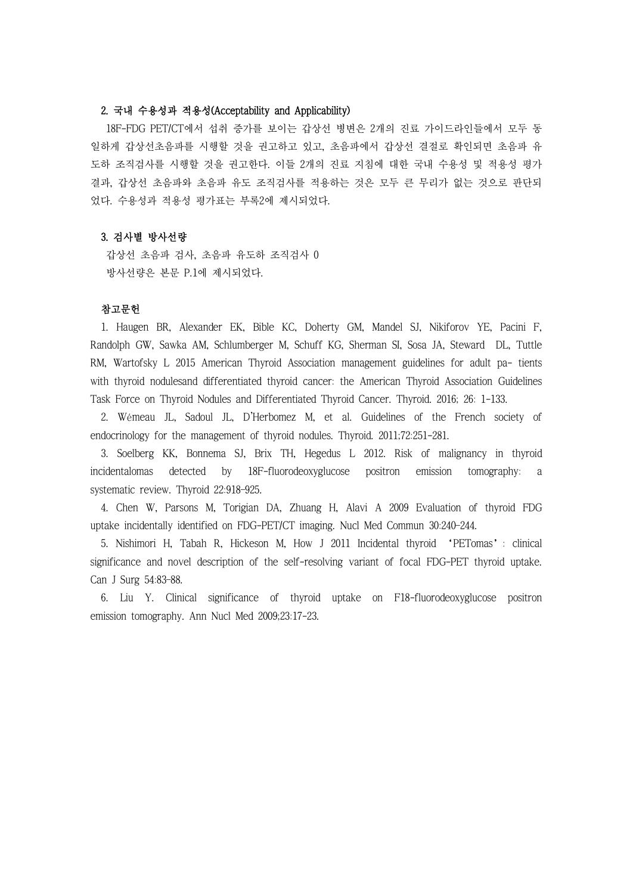### 2. 국내 수용성과 적용성(Acceptability and Applicability)

18F-FDG PET/CT에서 섭취 증가를 보이는 갑상선 병변은 2개의 진료 가이드라인들에서 모두 동일하게 갑상선초음파를 시행할 것을 권고하고 있고, 초음파에서 갑상선 결절로 확인되면 초음파 유도하 조직검사를 시행할 것을 권고한다. 이들 2개의 진료 지침에 대한 국내 수용성 및 적용성 평가 결과, 갑상선 초음파와 초음파 유도 조직검사를 적용하는 것은 모두 큰 무리가 없는 것으로 판단되었다. 수용성과 적용성 평가표는 부록2에 제시되었다.

### 3. 검사별 방사선량

갑상선 초음파 검사, 초음파 유도하 조직검사 0

방사선량은 본문 P.1에 제시되었다.

### 참고문헌

1. Haugen BR, Alexander EK, Bible KC, Doherty GM, Mandel SJ, Nikiforov YE, Pacini F, Randolph GW, Sawka AM, Schlumberger M, Schuff KG, Sherman SI, Sosa JA, Steward DL, Tuttle RM, Wartofsky L 2015 American Thyroid Association management guidelines for adult pa- tients with thyroid nodulesand differentiated thyroid cancer: the American Thyroid Association Guidelines Task Force on Thyroid Nodules and Differentiated Thyroid Cancer. Thyroid. 2016; 26: 1-133.
2. Wémeau JL, Sadoul JL, D'Herbomez M, et al. Guidelines of the French society of endocrinology for the management of thyroid nodules. Thyroid. 2011;72:251-281.
3. Soelberg KK, Bonnema SJ, Brix TH, Hegedus L 2012. Risk of malignancy in thyroid incidentalomas detected by 18F-fluorodeoxyglucose positron emission tomography: a systematic review. Thyroid 22:918-925.
4. Chen W, Parsons M, Torigian DA, Zhuang H, Alavi A 2009 Evaluation of thyroid FDG uptake incidentally identified on FDG-PET/CT imaging. Nucl Med Commun 30:240-244.
5. Nishimori H, Tabah R, Hickeson M, How J 2011 Incidental thyroid 'PETomas': clinical significance and novel description of the self-resolving variant of focal FDG-PET thyroid uptake. Can J Surg 54:83-88.
6. Liu Y. Clinical significance of thyroid uptake on F18-fluorodeoxyglucose positron emission tomography. Ann Nucl Med 2009;23:17-23.